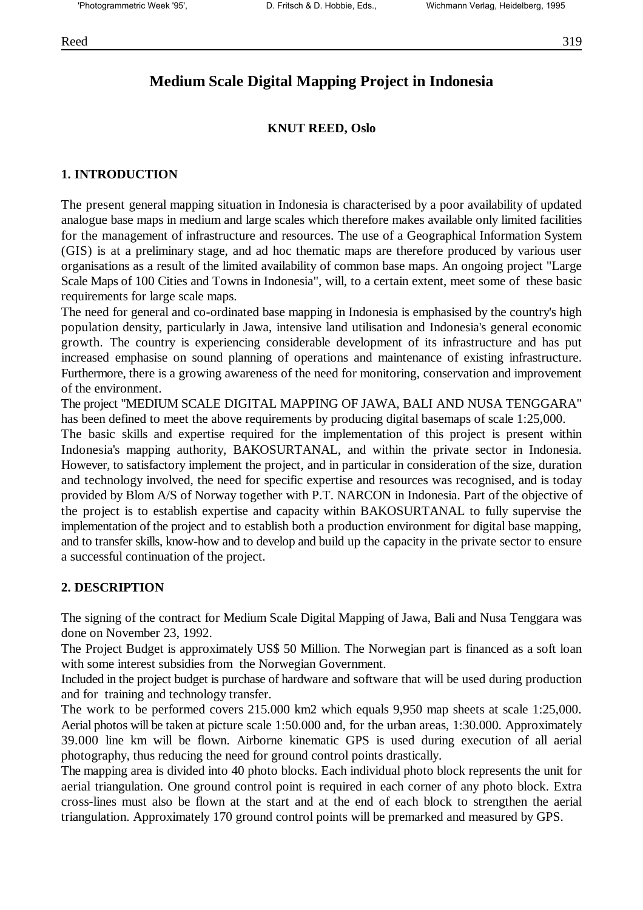# Medium Scale Digital Mapping Project in Indonesia

**KNUT REED, Oslo**

## 1. INTRODUCTION

The present general mapping situation in Indonesia is characterised by a poor availability of updated analogue base maps in medium and large scales which therefore makes available only limited facilities for the management of infrastructure and resources. The use of a Geographical Information System (GIS) is at a preliminary stage, and ad hoc thematic maps are therefore produced by various user organisations as a result of the limited availability of common base maps. An ongoing project "Large Scale Maps of 100 Cities and Towns in Indonesia", will, to a certain extent, meet some of these basic requirements for large scale maps.

The need for general and co-ordinated base mapping in Indonesia is emphasised by the country's high population density, particularly in Jawa, intensive land utilisation and Indonesia's general economic growth. The country is experiencing considerable development of its infrastructure and has put increased emphasise on sound planning of operations and maintenance of existing infrastructure. Furthermore, there is a growing awareness of the need for monitoring, conservation and improvement of the environment.

The project "MEDIUM SCALE DIGITAL MAPPING OF JAWA, BALI AND NUSA TENGGARA" has been defined to meet the above requirements by producing digital basemaps of scale 1:25,000.

The basic skills and expertise required for the implementation of this project is present within Indonesia's mapping authority, BAKOSURTANAL, and within the private sector in Indonesia. However, to satisfactory implement the project, and in particular in consideration of the size, duration and technology involved, the need for specific expertise and resources was recognised, and is today provided by Blom A/S of Norway together with P.T. NARCON in Indonesia. Part of the objective of the project is to establish expertise and capacity within BAKOSURTANAL to fully supervise the implementation of the project and to establish both a production environment for digital base mapping, and to transfer skills, know-how and to develop and build up the capacity in the private sector to ensure a successful continuation of the project.

## 2. DESCRIPTION

The signing of the contract for Medium Scale Digital Mapping of Jawa, Bali and Nusa Tenggara was done on November 23, 1992.

The Project Budget is approximately US$ 50 Million. The Norwegian part is financed as a soft loan with some interest subsidies from the Norwegian Government.

Included in the project budget is purchase of hardware and software that will be used during production and for training and technology transfer.

The work to be performed covers 215.000 km2 which equals 9,950 map sheets at scale 1:25,000. Aerial photos will be taken at picture scale 1:50.000 and, for the urban areas, 1:30.000. Approximately 39.000 line km will be flown. Airborne kinematic GPS is used during execution of all aerial photography, thus reducing the need for ground control points drastically.

The mapping area is divided into 40 photo blocks. Each individual photo block represents the unit for aerial triangulation. One ground control point is required in each corner of any photo block. Extra cross-lines must also be flown at the start and at the end of each block to strengthen the aerial triangulation. Approximately 170 ground control points will be premarked and measured by GPS.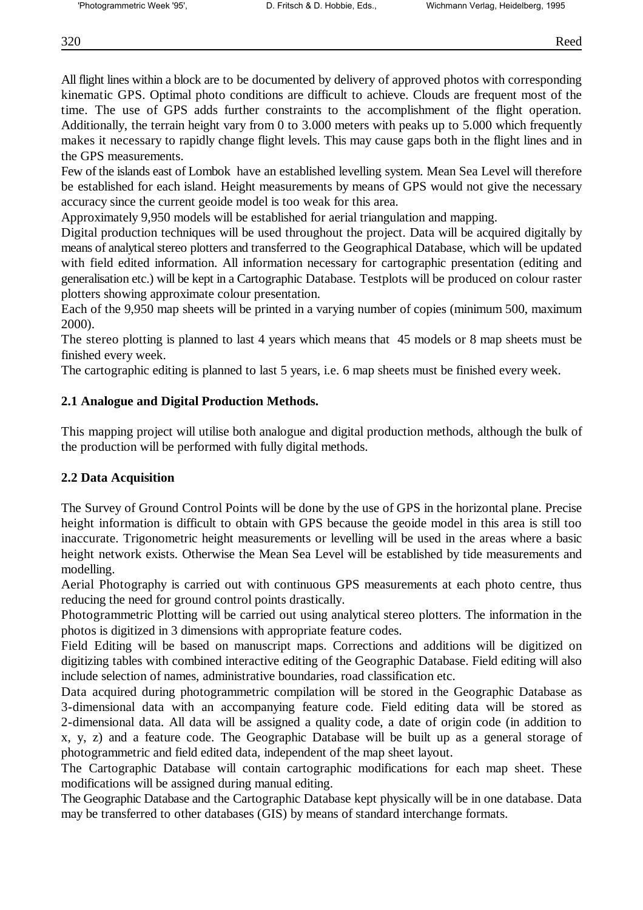All flight lines within a block are to be documented by delivery of approved photos with corresponding kinematic GPS. Optimal photo conditions are difficult to achieve. Clouds are frequent most of the time. The use of GPS adds further constraints to the accomplishment of the flight operation. Additionally, the terrain height vary from 0 to 3.000 meters with peaks up to 5.000 which frequently makes it necessary to rapidly change flight levels. This may cause gaps both in the flight lines and in the GPS measurements.

Few of the islands east of Lombok have an established levelling system. Mean Sea Level will therefore be established for each island. Height measurements by means of GPS would not give the necessary accuracy since the current geoide model is too weak for this area.

Approximately 9,950 models will be established for aerial triangulation and mapping.

Digital production techniques will be used throughout the project. Data will be acquired digitally by means of analytical stereo plotters and transferred to the Geographical Database, which will be updated with field edited information. All information necessary for cartographic presentation (editing and generalisation etc.) will be kept in a Cartographic Database. Testplots will be produced on colour raster plotters showing approximate colour presentation.

Each of the 9,950 map sheets will be printed in a varying number of copies (minimum 500, maximum 2000).

The stereo plotting is planned to last 4 years which means that 45 models or 8 map sheets must be finished every week.

The cartographic editing is planned to last 5 years, i.e. 6 map sheets must be finished every week.

## 2.1 Analogue and Digital Production Methods.

This mapping project will utilise both analogue and digital production methods, although the bulk of the production will be performed with fully digital methods.

## 2.2 Data Acquisition

The Survey of Ground Control Points will be done by the use of GPS in the horizontal plane. Precise height information is difficult to obtain with GPS because the geoide model in this area is still too inaccurate. Trigonometric height measurements or levelling will be used in the areas where a basic height network exists. Otherwise the Mean Sea Level will be established by tide measurements and modelling.

Aerial Photography is carried out with continuous GPS measurements at each photo centre, thus reducing the need for ground control points drastically.

Photogrammetric Plotting will be carried out using analytical stereo plotters. The information in the photos is digitized in 3 dimensions with appropriate feature codes.

Field Editing will be based on manuscript maps. Corrections and additions will be digitized on digitizing tables with combined interactive editing of the Geographic Database. Field editing will also include selection of names, administrative boundaries, road classification etc.

Data acquired during photogrammetric compilation will be stored in the Geographic Database as 3-dimensional data with an accompanying feature code. Field editing data will be stored as 2-dimensional data. All data will be assigned a quality code, a date of origin code (in addition to x, y, z) and a feature code. The Geographic Database will be built up as a general storage of photogrammetric and field edited data, independent of the map sheet layout.

The Cartographic Database will contain cartographic modifications for each map sheet. These modifications will be assigned during manual editing.

The Geographic Database and the Cartographic Database kept physically will be in one database. Data may be transferred to other databases (GIS) by means of standard interchange formats.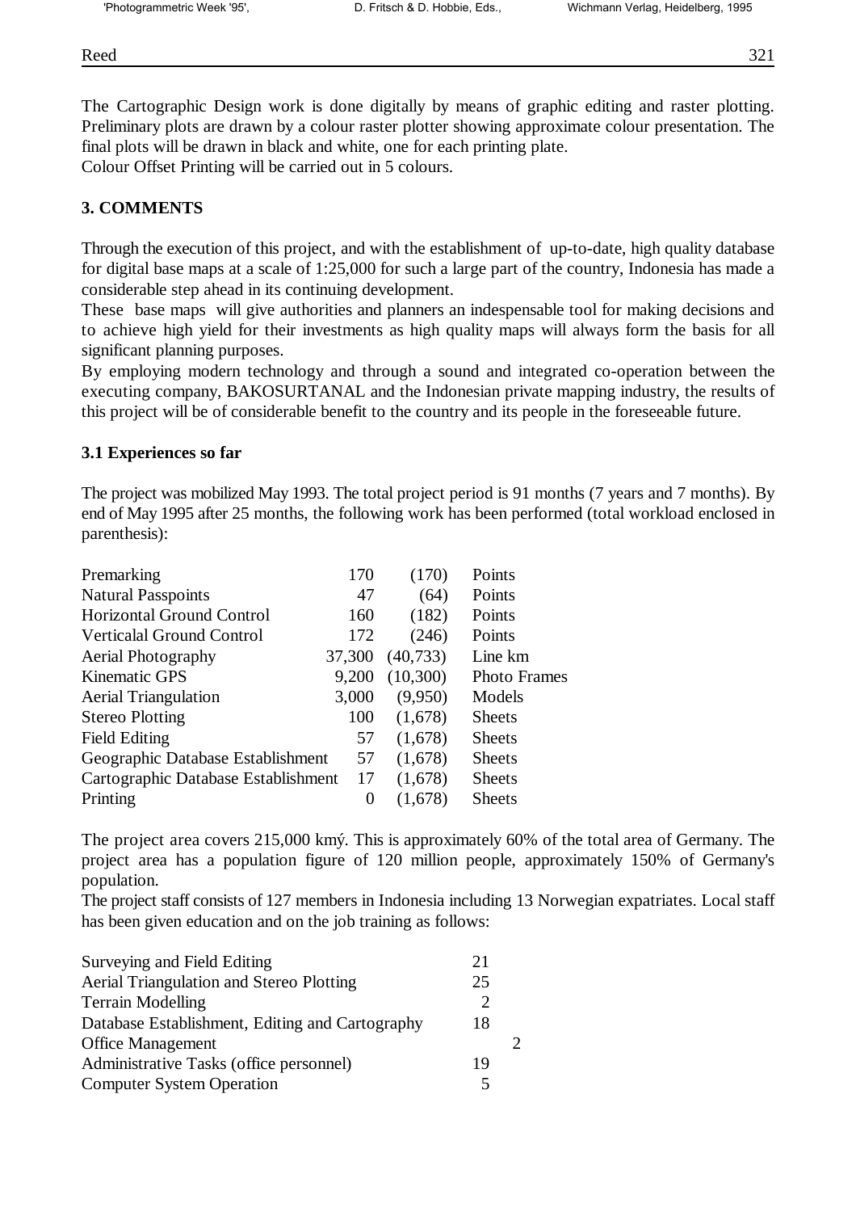The Cartographic Design work is done digitally by means of graphic editing and raster plotting. Preliminary plots are drawn by a colour raster plotter showing approximate colour presentation. The final plots will be drawn in black and white, one for each printing plate.
Colour Offset Printing will be carried out in 5 colours.

## 3. COMMENTS

Through the execution of this project, and with the establishment of up-to-date, high quality database for digital base maps at a scale of 1:25,000 for such a large part of the country, Indonesia has made a considerable step ahead in its continuing development.
These base maps will give authorities and planners an indespensable tool for making decisions and to achieve high yield for their investments as high quality maps will always form the basis for all significant planning purposes.
By employing modern technology and through a sound and integrated co-operation between the executing company, BAKOSURTANAL and the Indonesian private mapping industry, the results of this project will be of considerable benefit to the country and its people in the foreseeable future.

### 3.1 Experiences so far

The project was mobilized May 1993. The total project period is 91 months (7 years and 7 months). By end of May 1995 after 25 months, the following work has been performed (total workload enclosed in parenthesis):

| | | | |
|---|---|---|---|
| Premarking | 170 | (170) | Points |
| Natural Passpoints | 47 | (64) | Points |
| Horizontal Ground Control | 160 | (182) | Points |
| Verticalal Ground Control | 172 | (246) | Points |
| Aerial Photography | 37,300 | (40,733) | Line km |
| Kinematic GPS | 9,200 | (10,300) | Photo Frames |
| Aerial Triangulation | 3,000 | (9,950) | Models |
| Stereo Plotting | 100 | (1,678) | Sheets |
| Field Editing | 57 | (1,678) | Sheets |
| Geographic Database Establishment | 57 | (1,678) | Sheets |
| Cartographic Database Establishment | 17 | (1,678) | Sheets |
| Printing | 0 | (1,678) | Sheets |

The project area covers 215,000 kmý. This is approximately 60% of the total area of Germany. The project area has a population figure of 120 million people, approximately 150% of Germany's population.
The project staff consists of 127 members in Indonesia including 13 Norwegian expatriates. Local staff has been given education and on the job training as follows:

| | |
|---|---|
| Surveying and Field Editing | 21 |
| Aerial Triangulation and Stereo Plotting | 25 |
| Terrain Modelling | 2 |
| Database Establishment, Editing and Cartography | 18 |
| Office Management | 2 |
| Administrative Tasks (office personnel) | 19 |
| Computer System Operation | 5 |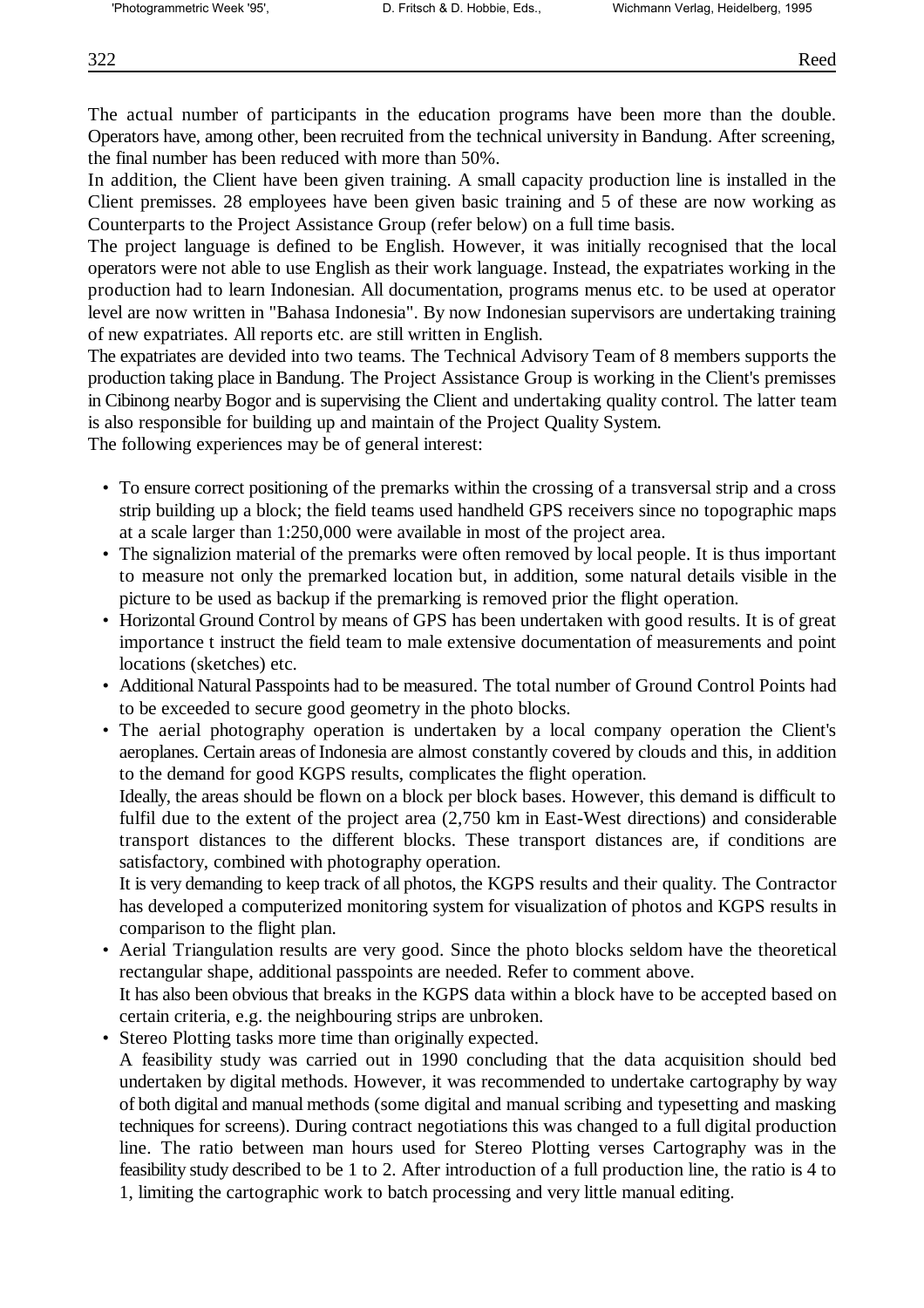The actual number of participants in the education programs have been more than the double. Operators have, among other, been recruited from the technical university in Bandung. After screening, the final number has been reduced with more than 50%.

In addition, the Client have been given training. A small capacity production line is installed in the Client premisses. 28 employees have been given basic training and 5 of these are now working as Counterparts to the Project Assistance Group (refer below) on a full time basis.

The project language is defined to be English. However, it was initially recognised that the local operators were not able to use English as their work language. Instead, the expatriates working in the production had to learn Indonesian. All documentation, programs menus etc. to be used at operator level are now written in "Bahasa Indonesia". By now Indonesian supervisors are undertaking training of new expatriates. All reports etc. are still written in English.

The expatriates are devided into two teams. The Technical Advisory Team of 8 members supports the production taking place in Bandung. The Project Assistance Group is working in the Client's premisses in Cibinong nearby Bogor and is supervising the Client and undertaking quality control. The latter team is also responsible for building up and maintain of the Project Quality System.

The following experiences may be of general interest:

- To ensure correct positioning of the premarks within the crossing of a transversal strip and a cross strip building up a block; the field teams used handheld GPS receivers since no topographic maps at a scale larger than 1:250,000 were available in most of the project area.
- The signalizion material of the premarks were often removed by local people. It is thus important to measure not only the premarked location but, in addition, some natural details visible in the picture to be used as backup if the premarking is removed prior the flight operation.
- Horizontal Ground Control by means of GPS has been undertaken with good results. It is of great importance t instruct the field team to male extensive documentation of measurements and point locations (sketches) etc.
- Additional Natural Passpoints had to be measured. The total number of Ground Control Points had to be exceeded to secure good geometry in the photo blocks.
- The aerial photography operation is undertaken by a local company operation the Client's aeroplanes. Certain areas of Indonesia are almost constantly covered by clouds and this, in addition to the demand for good KGPS results, complicates the flight operation.

  Ideally, the areas should be flown on a block per block bases. However, this demand is difficult to fulfil due to the extent of the project area (2,750 km in East-West directions) and considerable transport distances to the different blocks. These transport distances are, if conditions are satisfactory, combined with photography operation.

  It is very demanding to keep track of all photos, the KGPS results and their quality. The Contractor has developed a computerized monitoring system for visualization of photos and KGPS results in comparison to the flight plan.
- Aerial Triangulation results are very good. Since the photo blocks seldom have the theoretical rectangular shape, additional passpoints are needed. Refer to comment above.

  It has also been obvious that breaks in the KGPS data within a block have to be accepted based on certain criteria, e.g. the neighbouring strips are unbroken.
- Stereo Plotting tasks more time than originally expected.

  A feasibility study was carried out in 1990 concluding that the data acquisition should bed undertaken by digital methods. However, it was recommended to undertake cartography by way of both digital and manual methods (some digital and manual scribing and typesetting and masking techniques for screens). During contract negotiations this was changed to a full digital production line. The ratio between man hours used for Stereo Plotting verses Cartography was in the feasibility study described to be 1 to 2. After introduction of a full production line, the ratio is 4 to 1, limiting the cartographic work to batch processing and very little manual editing.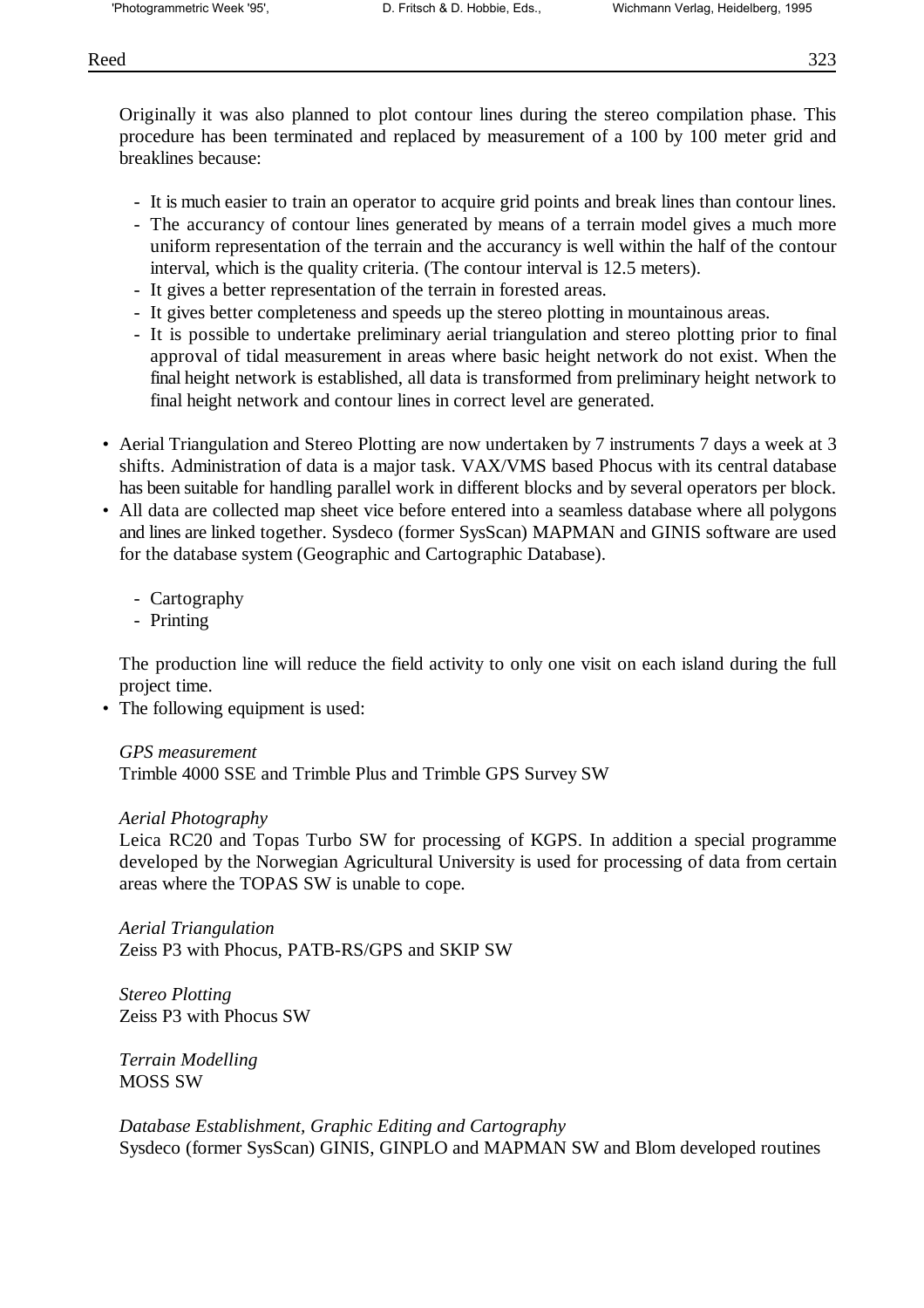Originally it was also planned to plot contour lines during the stereo compilation phase. This procedure has been terminated and replaced by measurement of a 100 by 100 meter grid and breaklines because:

- It is much easier to train an operator to acquire grid points and break lines than contour lines.
- The accurancy of contour lines generated by means of a terrain model gives a much more uniform representation of the terrain and the accurancy is well within the half of the contour interval, which is the quality criteria. (The contour interval is 12.5 meters).
- It gives a better representation of the terrain in forested areas.
- It gives better completeness and speeds up the stereo plotting in mountainous areas.
- It is possible to undertake preliminary aerial triangulation and stereo plotting prior to final approval of tidal measurement in areas where basic height network do not exist. When the final height network is established, all data is transformed from preliminary height network to final height network and contour lines in correct level are generated.

- Aerial Triangulation and Stereo Plotting are now undertaken by 7 instruments 7 days a week at 3 shifts. Administration of data is a major task. VAX/VMS based Phocus with its central database has been suitable for handling parallel work in different blocks and by several operators per block.
- All data are collected map sheet vice before entered into a seamless database where all polygons and lines are linked together. Sysdeco (former SysScan) MAPMAN and GINIS software are used for the database system (Geographic and Cartographic Database).

  - Cartography
  - Printing

  The production line will reduce the field activity to only one visit on each island during the full project time.
- The following equipment is used:

  *GPS measurement*
  Trimble 4000 SSE and Trimble Plus and Trimble GPS Survey SW

  *Aerial Photography*
  Leica RC20 and Topas Turbo SW for processing of KGPS. In addition a special programme developed by the Norwegian Agricultural University is used for processing of data from certain areas where the TOPAS SW is unable to cope.

  *Aerial Triangulation*
  Zeiss P3 with Phocus, PATB-RS/GPS and SKIP SW

  *Stereo Plotting*
  Zeiss P3 with Phocus SW

  *Terrain Modelling*
  MOSS SW

  *Database Establishment, Graphic Editing and Cartography*
  Sysdeco (former SysScan) GINIS, GINPLO and MAPMAN SW and Blom developed routines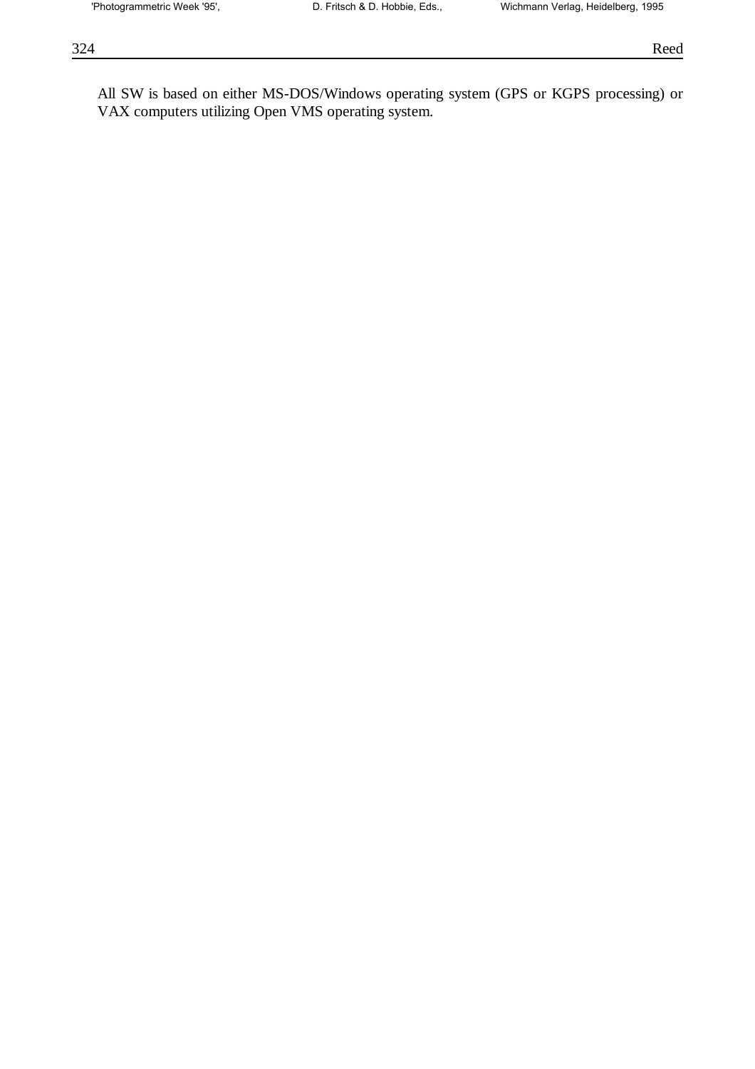All SW is based on either MS-DOS/Windows operating system (GPS or KGPS processing) or VAX computers utilizing Open VMS operating system.